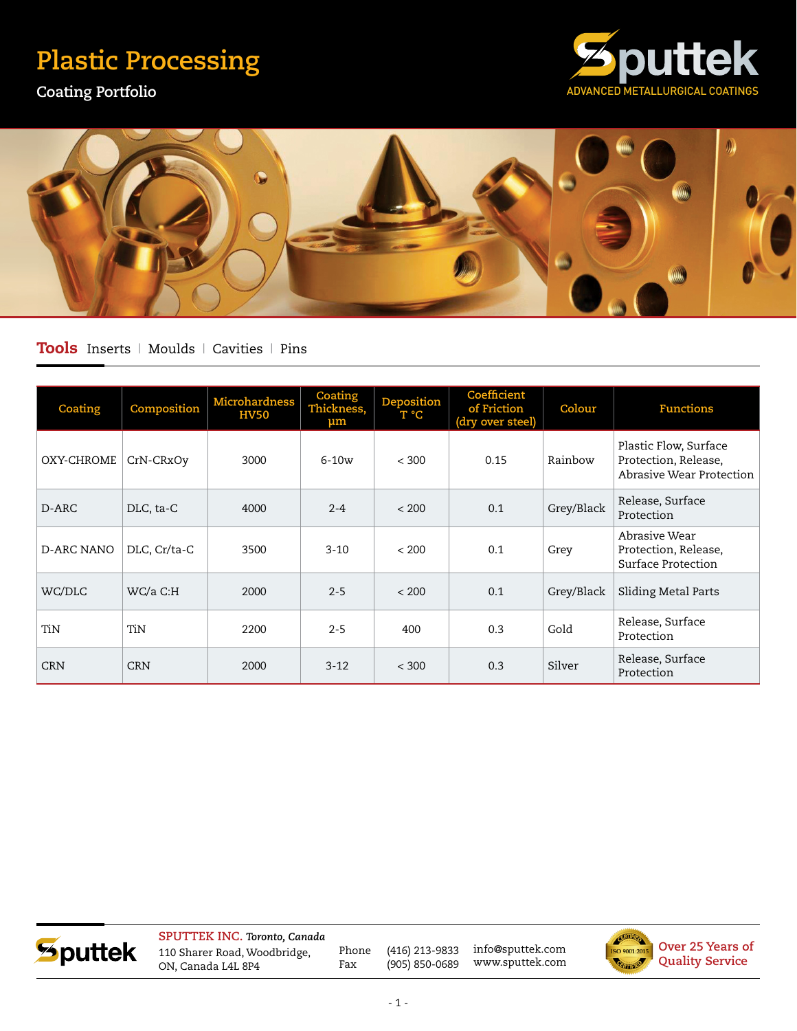# Plastic Processing

## Coating Portfolio

Sputtek
ADVANCED METALLURGICAL COATINGS

**Tools** Inserts | Moulds | Cavities | Pins

| Coating | Composition | Microhardness HV50 | Coating Thickness, µm | Deposition T °C | Coefficient of Friction (dry over steel) | Colour | Functions |
|---|---|---|---|---|---|---|---|
| OXY-CHROME | CrN-CRxOy | 3000 | 6-10w | < 300 | 0.15 | Rainbow | Plastic Flow, Surface Protection, Release, Abrasive Wear Protection |
| D-ARC | DLC, ta-C | 4000 | 2-4 | < 200 | 0.1 | Grey/Black | Release, Surface Protection |
| D-ARC NANO | DLC, Cr/ta-C | 3500 | 3-10 | < 200 | 0.1 | Grey | Abrasive Wear Protection, Release, Surface Protection |
| WC/DLC | WC/a C:H | 2000 | 2-5 | < 200 | 0.1 | Grey/Black | Sliding Metal Parts |
| TiN | TiN | 2200 | 2-5 | 400 | 0.3 | Gold | Release, Surface Protection |
| CRN | CRN | 2000 | 3-12 | < 300 | 0.3 | Silver | Release, Surface Protection |

Sputtek

**SPUTTEK INC.** *Toronto, Canada*
110 Sharer Road, Woodbridge,
ON, Canada L4L 8P4

Phone (416) 213-9833
Fax (905) 850-0689

info@sputtek.com
www.sputtek.com

ISO 9001:2015 Certified

Over 25 Years of Quality Service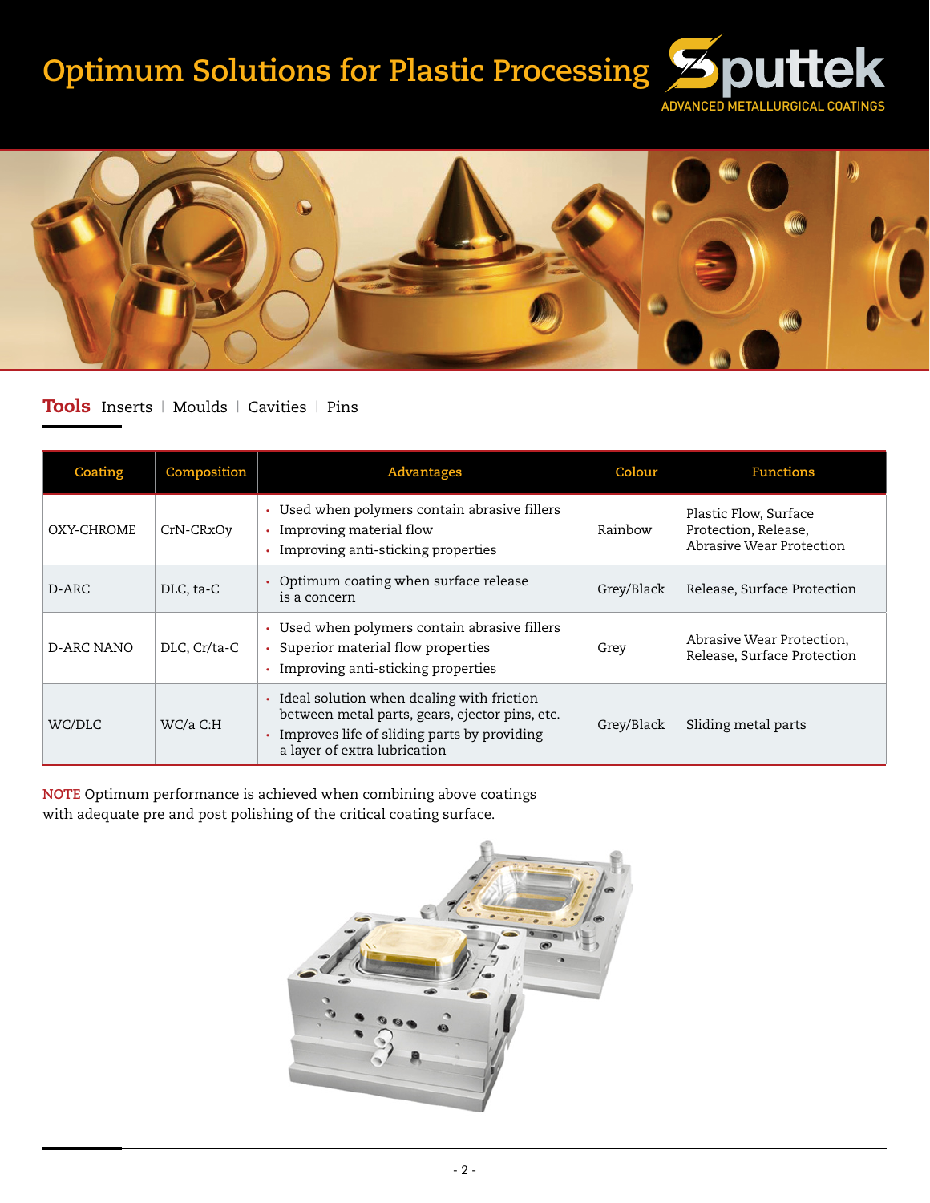# Optimum Solutions for Plastic Processing

Sputtek
ADVANCED METALLURGICAL COATINGS

**Tools** Inserts | Moulds | Cavities | Pins

| Coating | Composition | Advantages | Colour | Functions |
|---|---|---|---|---|
| OXY-CHROME | CrN-CRxOy | • Used when polymers contain abrasive fillers<br>• Improving material flow<br>• Improving anti-sticking properties | Rainbow | Plastic Flow, Surface Protection, Release, Abrasive Wear Protection |
| D-ARC | DLC, ta-C | • Optimum coating when surface release is a concern | Grey/Black | Release, Surface Protection |
| D-ARC NANO | DLC, Cr/ta-C | • Used when polymers contain abrasive fillers<br>• Superior material flow properties<br>• Improving anti-sticking properties | Grey | Abrasive Wear Protection, Release, Surface Protection |
| WC/DLC | WC/a C:H | • Ideal solution when dealing with friction between metal parts, gears, ejector pins, etc.<br>• Improves life of sliding parts by providing a layer of extra lubrication | Grey/Black | Sliding metal parts |

**NOTE** Optimum performance is achieved when combining above coatings with adequate pre and post polishing of the critical coating surface.